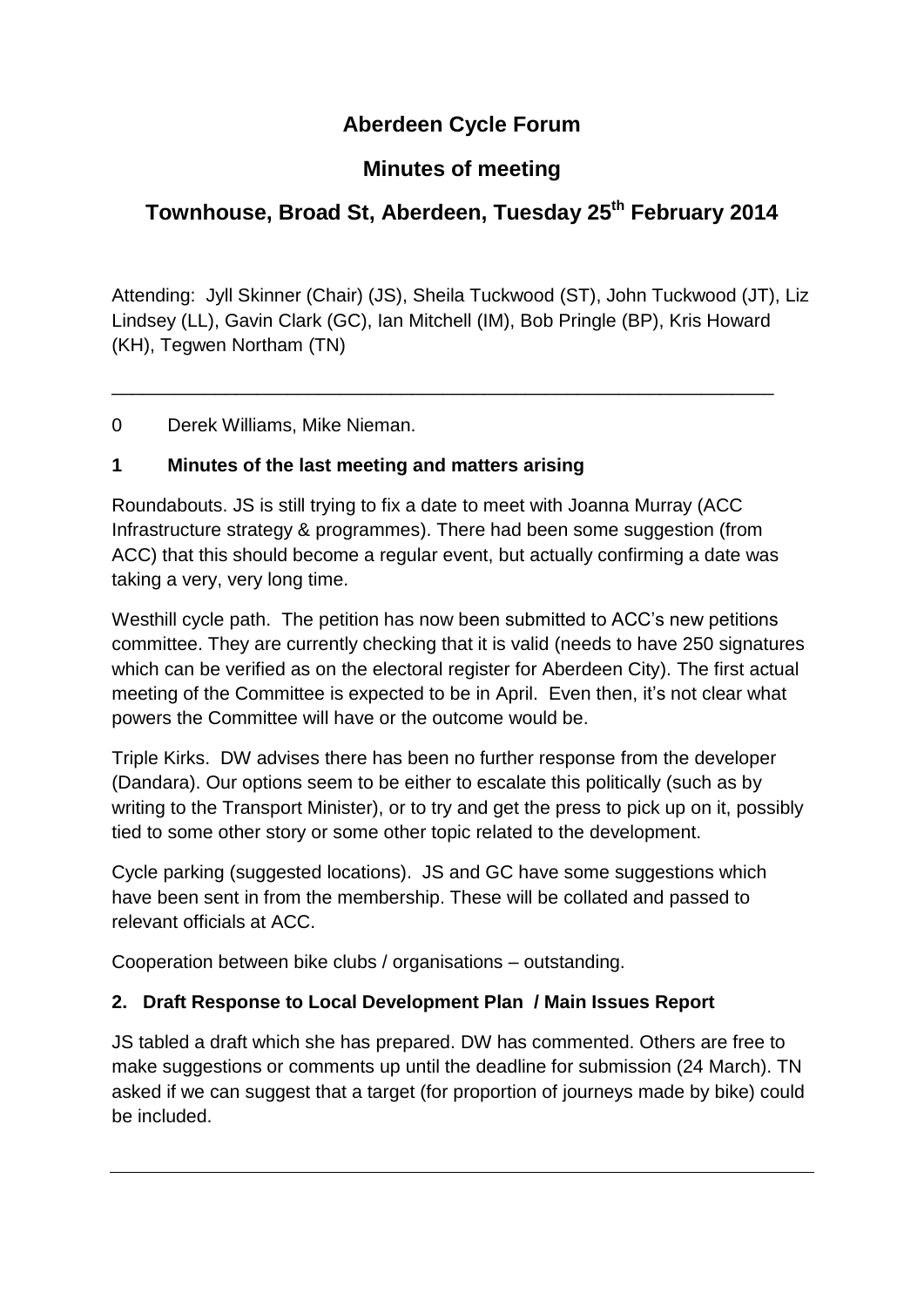# Aberdeen Cycle Forum

## Minutes of meeting

## Townhouse, Broad St, Aberdeen, Tuesday 25th February 2014

Attending: Jyll Skinner (Chair) (JS), Sheila Tuckwood (ST), John Tuckwood (JT), Liz Lindsey (LL), Gavin Clark (GC), Ian Mitchell (IM), Bob Pringle (BP), Kris Howard (KH), Tegwen Northam (TN)

---

0 Derek Williams, Mike Nieman.

### 1 Minutes of the last meeting and matters arising

Roundabouts. JS is still trying to fix a date to meet with Joanna Murray (ACC Infrastructure strategy & programmes). There had been some suggestion (from ACC) that this should become a regular event, but actually confirming a date was taking a very, very long time.

Westhill cycle path. The petition has now been submitted to ACC's new petitions committee. They are currently checking that it is valid (needs to have 250 signatures which can be verified as on the electoral register for Aberdeen City). The first actual meeting of the Committee is expected to be in April. Even then, it's not clear what powers the Committee will have or the outcome would be.

Triple Kirks. DW advises there has been no further response from the developer (Dandara). Our options seem to be either to escalate this politically (such as by writing to the Transport Minister), or to try and get the press to pick up on it, possibly tied to some other story or some other topic related to the development.

Cycle parking (suggested locations). JS and GC have some suggestions which have been sent in from the membership. These will be collated and passed to relevant officials at ACC.

Cooperation between bike clubs / organisations – outstanding.

### 2. Draft Response to Local Development Plan / Main Issues Report

JS tabled a draft which she has prepared. DW has commented. Others are free to make suggestions or comments up until the deadline for submission (24 March). TN asked if we can suggest that a target (for proportion of journeys made by bike) could be included.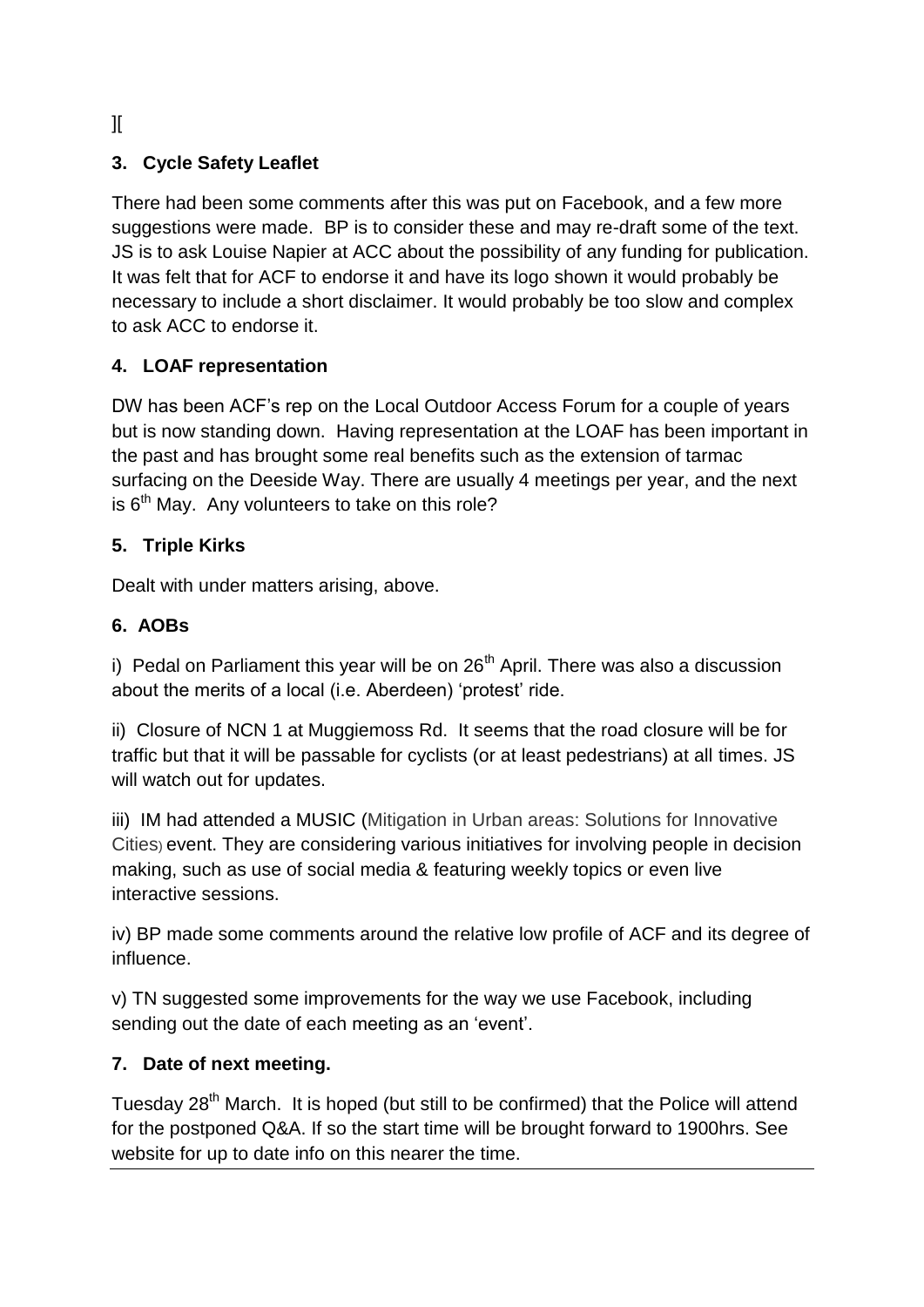][

## 3. Cycle Safety Leaflet

There had been some comments after this was put on Facebook, and a few more suggestions were made. BP is to consider these and may re-draft some of the text. JS is to ask Louise Napier at ACC about the possibility of any funding for publication. It was felt that for ACF to endorse it and have its logo shown it would probably be necessary to include a short disclaimer. It would probably be too slow and complex to ask ACC to endorse it.

## 4. LOAF representation

DW has been ACF's rep on the Local Outdoor Access Forum for a couple of years but is now standing down. Having representation at the LOAF has been important in the past and has brought some real benefits such as the extension of tarmac surfacing on the Deeside Way. There are usually 4 meetings per year, and the next is 6th May. Any volunteers to take on this role?

## 5. Triple Kirks

Dealt with under matters arising, above.

## 6. AOBs

i) Pedal on Parliament this year will be on 26th April. There was also a discussion about the merits of a local (i.e. Aberdeen) 'protest' ride.

ii) Closure of NCN 1 at Muggiemoss Rd. It seems that the road closure will be for traffic but that it will be passable for cyclists (or at least pedestrians) at all times. JS will watch out for updates.

iii) IM had attended a MUSIC (Mitigation in Urban areas: Solutions for Innovative Cities) event. They are considering various initiatives for involving people in decision making, such as use of social media & featuring weekly topics or even live interactive sessions.

iv) BP made some comments around the relative low profile of ACF and its degree of influence.

v) TN suggested some improvements for the way we use Facebook, including sending out the date of each meeting as an 'event'.

## 7. Date of next meeting.

Tuesday 28th March. It is hoped (but still to be confirmed) that the Police will attend for the postponed Q&A. If so the start time will be brought forward to 1900hrs. See website for up to date info on this nearer the time.